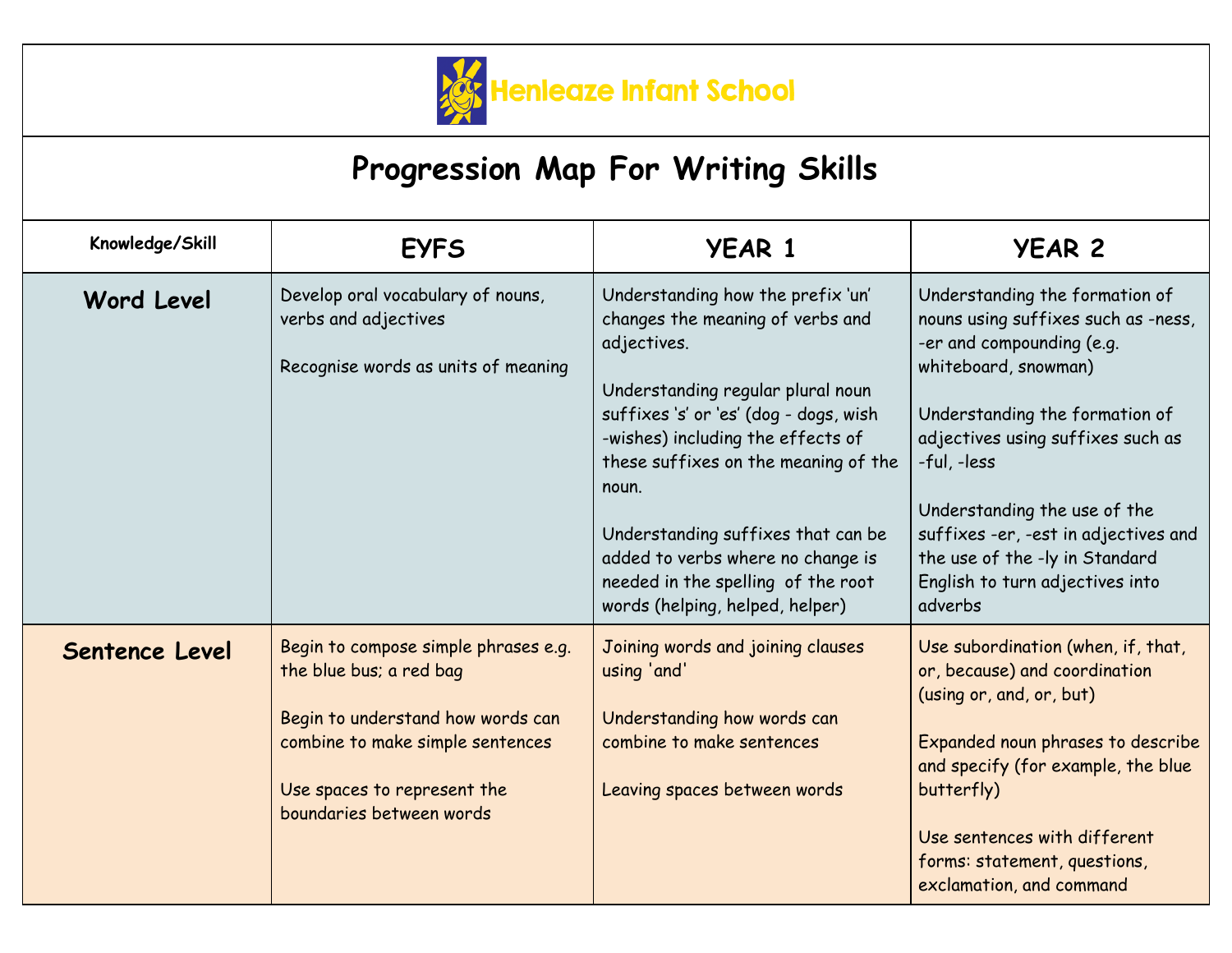# Henleaze Infant School

## Progression Map For Writing Skills

| Knowledge/Skill | EYFS | YEAR 1 | YEAR 2 |
|---|---|---|---|
| **Word Level** | Develop oral vocabulary of nouns, verbs and adjectives<br><br>Recognise words as units of meaning | Understanding how the prefix 'un' changes the meaning of verbs and adjectives.<br><br>Understanding regular plural noun suffixes 's' or 'es' (dog - dogs, wish -wishes) including the effects of these suffixes on the meaning of the noun.<br><br>Understanding suffixes that can be added to verbs where no change is needed in the spelling of the root words (helping, helped, helper) | Understanding the formation of nouns using suffixes such as -ness, -er and compounding (e.g. whiteboard, snowman)<br><br>Understanding the formation of adjectives using suffixes such as -ful, -less<br><br>Understanding the use of the suffixes -er, -est in adjectives and the use of the -ly in Standard English to turn adjectives into adverbs |
| **Sentence Level** | Begin to compose simple phrases e.g. the blue bus; a red bag<br><br>Begin to understand how words can combine to make simple sentences<br><br>Use spaces to represent the boundaries between words | Joining words and joining clauses using 'and'<br><br>Understanding how words can combine to make sentences<br><br>Leaving spaces between words | Use subordination (when, if, that, or, because) and coordination (using or, and, or, but)<br><br>Expanded noun phrases to describe and specify (for example, the blue butterfly)<br><br>Use sentences with different forms: statement, questions, exclamation, and command |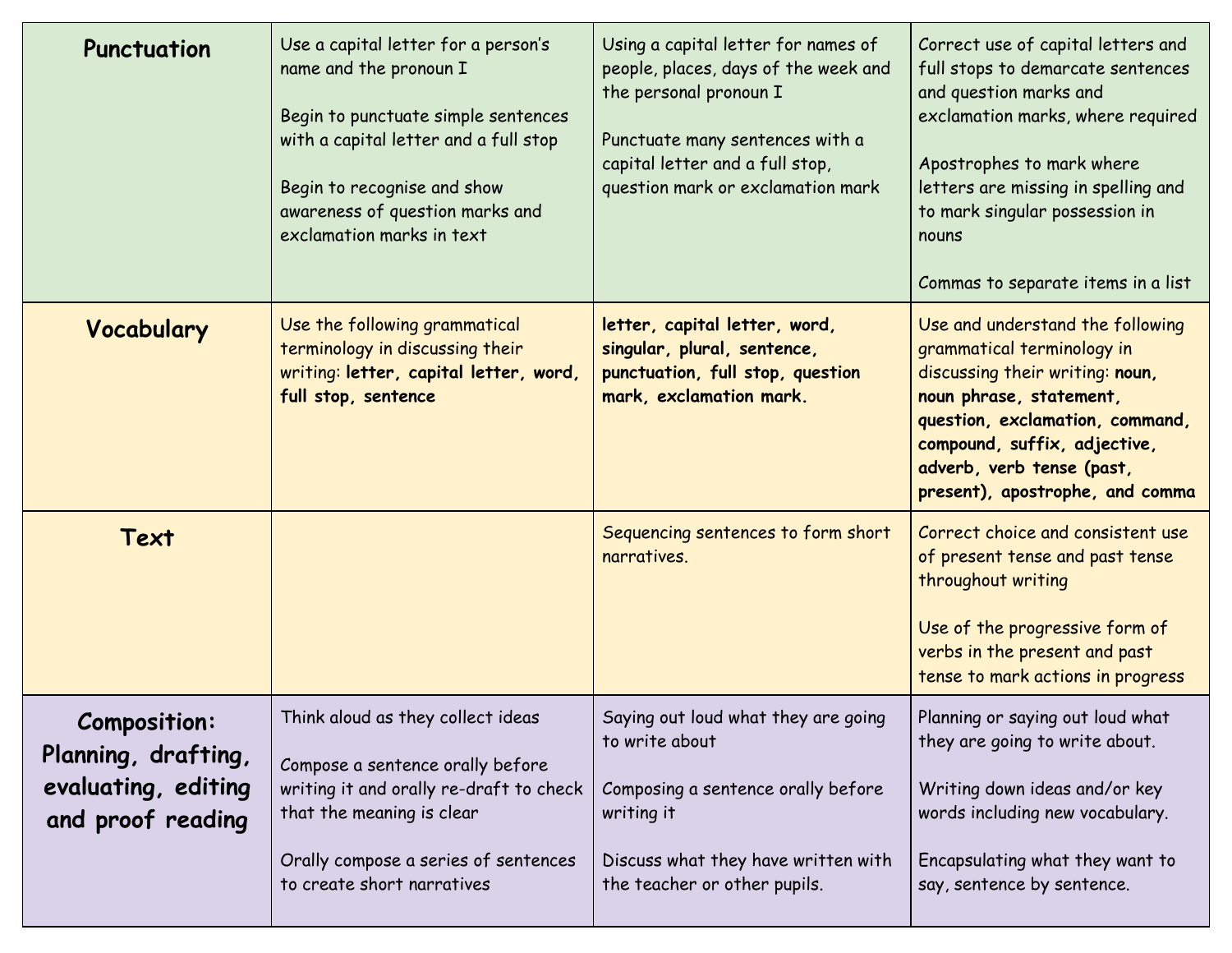| | | | |
|---|---|---|---|
| **Punctuation** | Use a capital letter for a person's name and the pronoun I<br><br>Begin to punctuate simple sentences with a capital letter and a full stop<br><br>Begin to recognise and show awareness of question marks and exclamation marks in text | Using a capital letter for names of people, places, days of the week and the personal pronoun I<br><br>Punctuate many sentences with a capital letter and a full stop, question mark or exclamation mark | Correct use of capital letters and full stops to demarcate sentences and question marks and exclamation marks, where required<br><br>Apostrophes to mark where letters are missing in spelling and to mark singular possession in nouns<br><br>Commas to separate items in a list |
| **Vocabulary** | Use the following grammatical terminology in discussing their writing: **letter, capital letter, word, full stop, sentence** | **letter, capital letter, word, singular, plural, sentence, punctuation, full stop, question mark, exclamation mark.** | Use and understand the following grammatical terminology in discussing their writing: **noun, noun phrase, statement, question, exclamation, command, compound, suffix, adjective, adverb, verb tense (past, present), apostrophe, and comma** |
| **Text** | | Sequencing sentences to form short narratives. | Correct choice and consistent use of present tense and past tense throughout writing<br><br>Use of the progressive form of verbs in the present and past tense to mark actions in progress |
| **Composition: Planning, drafting, evaluating, editing and proof reading** | Think aloud as they collect ideas<br><br>Compose a sentence orally before writing it and orally re-draft to check that the meaning is clear<br><br>Orally compose a series of sentences to create short narratives | Saying out loud what they are going to write about<br><br>Composing a sentence orally before writing it<br><br>Discuss what they have written with the teacher or other pupils. | Planning or saying out loud what they are going to write about.<br><br>Writing down ideas and/or key words including new vocabulary.<br><br>Encapsulating what they want to say, sentence by sentence. |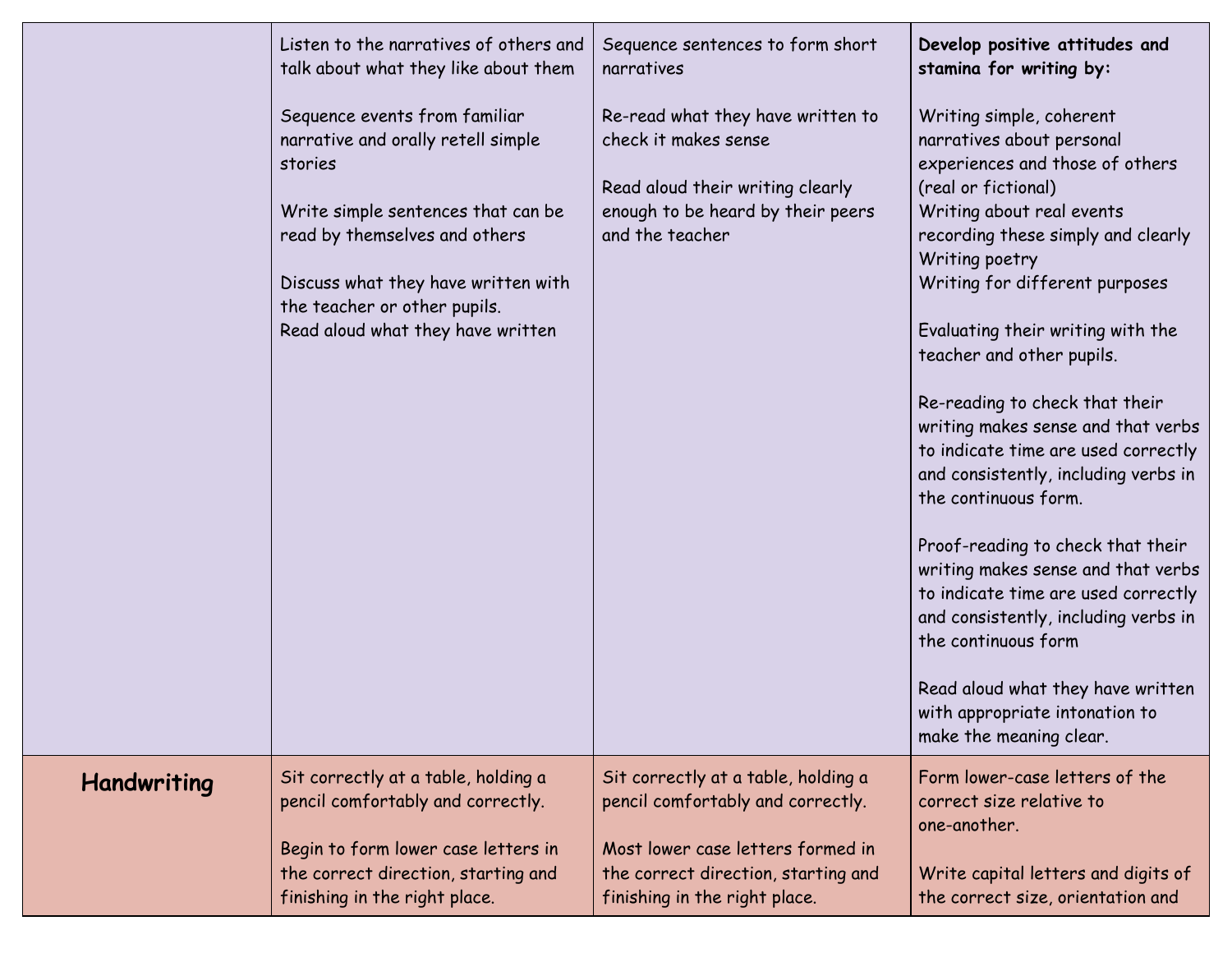| | | | |
|---|---|---|---|
| | Listen to the narratives of others and talk about what they like about them<br><br>Sequence events from familiar narrative and orally retell simple stories<br><br>Write simple sentences that can be read by themselves and others<br><br>Discuss what they have written with the teacher or other pupils.<br>Read aloud what they have written | Sequence sentences to form short narratives<br><br>Re-read what they have written to check it makes sense<br><br>Read aloud their writing clearly enough to be heard by their peers and the teacher | **Develop positive attitudes and stamina for writing by:**<br><br>Writing simple, coherent narratives about personal experiences and those of others (real or fictional)<br>Writing about real events recording these simply and clearly<br>Writing poetry<br>Writing for different purposes<br><br>Evaluating their writing with the teacher and other pupils.<br><br>Re-reading to check that their writing makes sense and that verbs to indicate time are used correctly and consistently, including verbs in the continuous form.<br><br>Proof-reading to check that their writing makes sense and that verbs to indicate time are used correctly and consistently, including verbs in the continuous form<br><br>Read aloud what they have written with appropriate intonation to make the meaning clear. |
| **Handwriting** | Sit correctly at a table, holding a pencil comfortably and correctly.<br><br>Begin to form lower case letters in the correct direction, starting and finishing in the right place. | Sit correctly at a table, holding a pencil comfortably and correctly.<br><br>Most lower case letters formed in the correct direction, starting and finishing in the right place. | Form lower-case letters of the correct size relative to one-another.<br><br>Write capital letters and digits of the correct size, orientation and |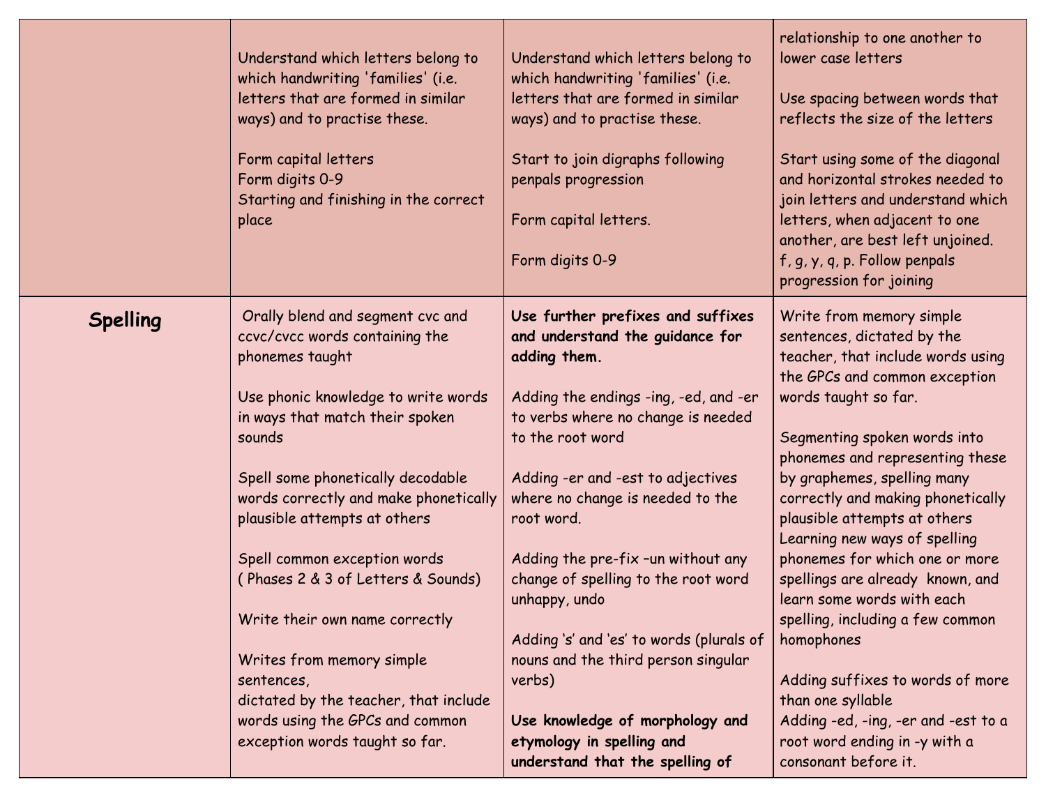| | | | |
|---|---|---|---|
| | Understand which letters belong to which handwriting 'families' (i.e. letters that are formed in similar ways) and to practise these.<br><br>Form capital letters<br>Form digits 0-9<br>Starting and finishing in the correct place | Understand which letters belong to which handwriting 'families' (i.e. letters that are formed in similar ways) and to practise these.<br><br>Start to join digraphs following penpals progression<br><br>Form capital letters.<br><br>Form digits 0-9 | relationship to one another to lower case letters<br><br>Use spacing between words that reflects the size of the letters<br><br>Start using some of the diagonal and horizontal strokes needed to join letters and understand which letters, when adjacent to one another, are best left unjoined. f, g, y, q, p. Follow penpals progression for joining |
| **Spelling** | Orally blend and segment cvc and ccvc/cvcc words containing the phonemes taught<br><br>Use phonic knowledge to write words in ways that match their spoken sounds<br><br>Spell some phonetically decodable words correctly and make phonetically plausible attempts at others<br><br>Spell common exception words ( Phases 2 & 3 of Letters & Sounds)<br><br>Write their own name correctly<br><br>Writes from memory simple sentences, dictated by the teacher, that include words using the GPCs and common exception words taught so far. | **Use further prefixes and suffixes and understand the guidance for adding them.**<br><br>Adding the endings -ing, -ed, and -er to verbs where no change is needed to the root word<br><br>Adding -er and -est to adjectives where no change is needed to the root word.<br><br>Adding the pre-fix –un without any change of spelling to the root word unhappy, undo<br><br>Adding 's' and 'es' to words (plurals of nouns and the third person singular verbs)<br><br>**Use knowledge of morphology and etymology in spelling and understand that the spelling of** | Write from memory simple sentences, dictated by the teacher, that include words using the GPCs and common exception words taught so far.<br><br>Segmenting spoken words into phonemes and representing these by graphemes, spelling many correctly and making phonetically plausible attempts at others<br>Learning new ways of spelling phonemes for which one or more spellings are already known, and learn some words with each spelling, including a few common homophones<br><br>Adding suffixes to words of more than one syllable<br>Adding -ed, -ing, -er and -est to a root word ending in -y with a consonant before it. |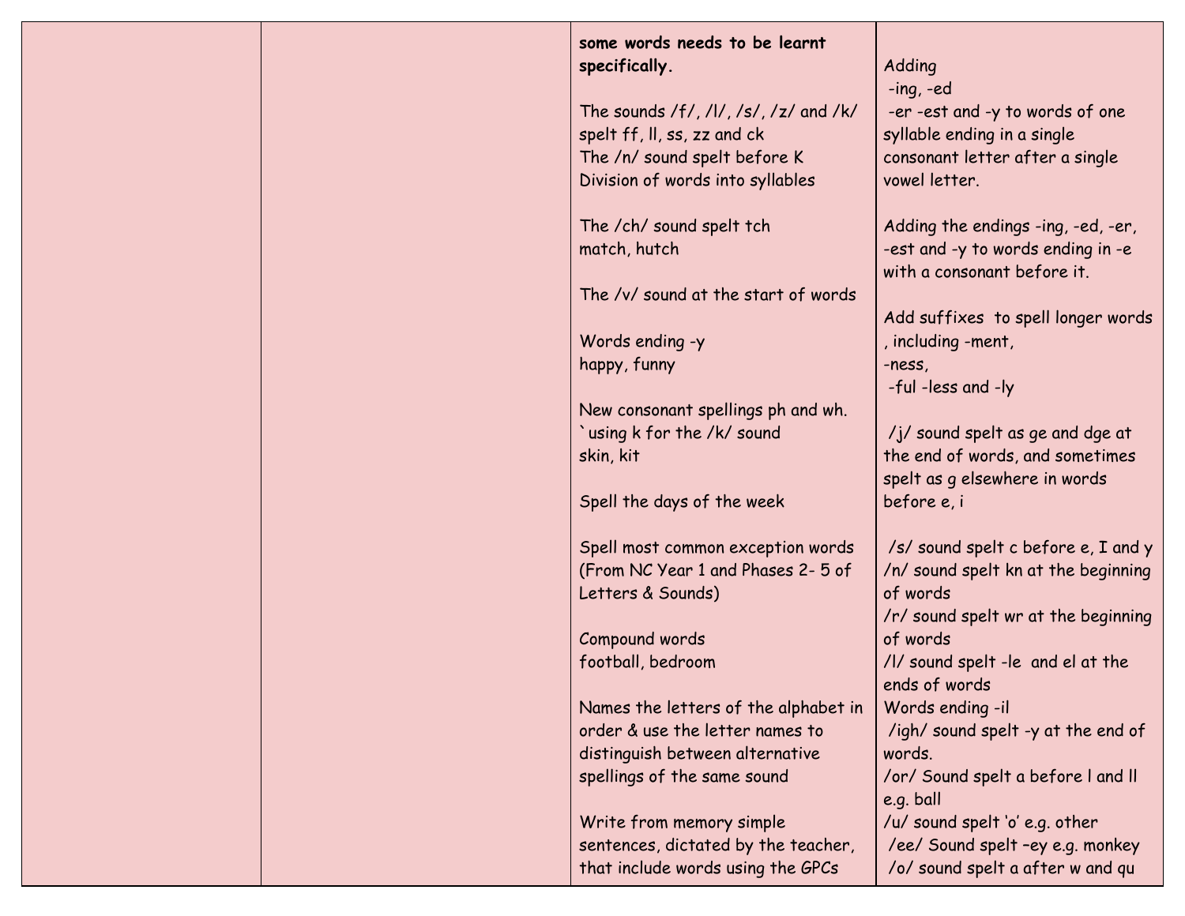| | | | |
|---|---|---|---|
| | | **some words needs to be learnt specifically.**<br><br>The sounds /f/, /l/, /s/, /z/ and /k/ spelt ff, ll, ss, zz and ck<br>The /n/ sound spelt before K<br>Division of words into syllables<br><br>The /ch/ sound spelt tch<br>match, hutch<br><br>The /v/ sound at the start of words<br><br>Words ending -y<br>happy, funny<br><br>New consonant spellings ph and wh.<br>`using k for the /k/ sound<br>skin, kit<br><br>Spell the days of the week<br><br>Spell most common exception words (From NC Year 1 and Phases 2- 5 of Letters & Sounds)<br><br>Compound words<br>football, bedroom<br><br>Names the letters of the alphabet in order & use the letter names to distinguish between alternative spellings of the same sound<br><br>Write from memory simple sentences, dictated by the teacher, that include words using the GPCs | Adding<br>-ing, -ed<br>-er -est and -y to words of one syllable ending in a single consonant letter after a single vowel letter.<br><br>Adding the endings -ing, -ed, -er, -est and -y to words ending in -e with a consonant before it.<br><br>Add suffixes to spell longer words , including -ment,<br>-ness,<br>-ful -less and -ly<br><br>/j/ sound spelt as ge and dge at the end of words, and sometimes spelt as g elsewhere in words before e, i<br><br>/s/ sound spelt c before e, I and y<br>/n/ sound spelt kn at the beginning of words<br>/r/ sound spelt wr at the beginning of words<br>/l/ sound spelt -le and el at the ends of words<br>Words ending -il<br>/igh/ sound spelt -y at the end of words.<br>/or/ Sound spelt a before l and ll e.g. ball<br>/u/ sound spelt 'o' e.g. other<br>/ee/ Sound spelt –ey e.g. monkey<br>/o/ sound spelt a after w and qu |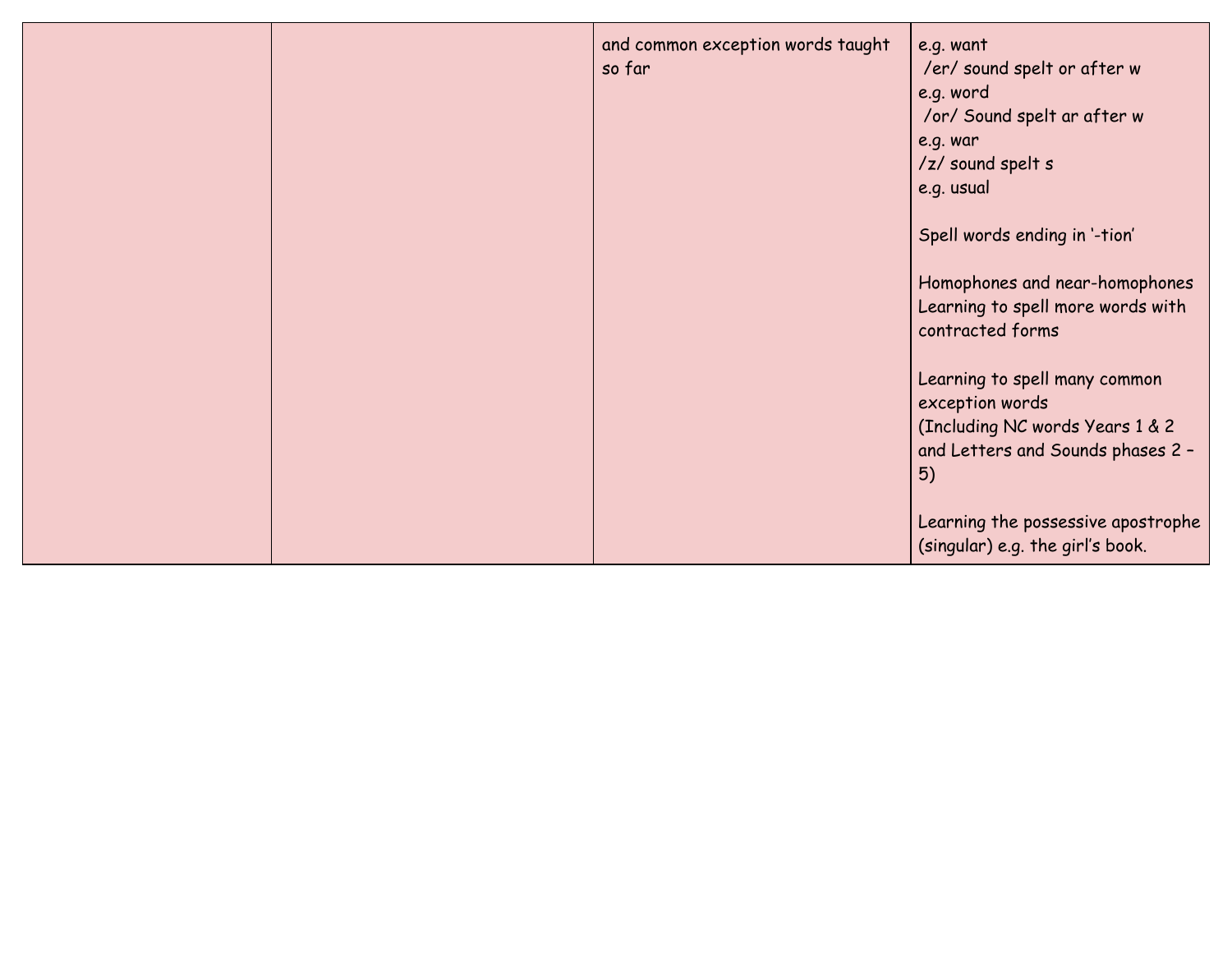| | | | |
|---|---|---|---|
| | | and common exception words taught so far | e.g. want<br>/er/ sound spelt or after w<br>e.g. word<br>/or/ Sound spelt ar after w<br>e.g. war<br>/z/ sound spelt s<br>e.g. usual<br><br>Spell words ending in '-tion'<br><br>Homophones and near-homophones<br>Learning to spell more words with contracted forms<br><br>Learning to spell many common exception words<br>(Including NC words Years 1 & 2 and Letters and Sounds phases 2 – 5)<br><br>Learning the possessive apostrophe (singular) e.g. the girl's book. |